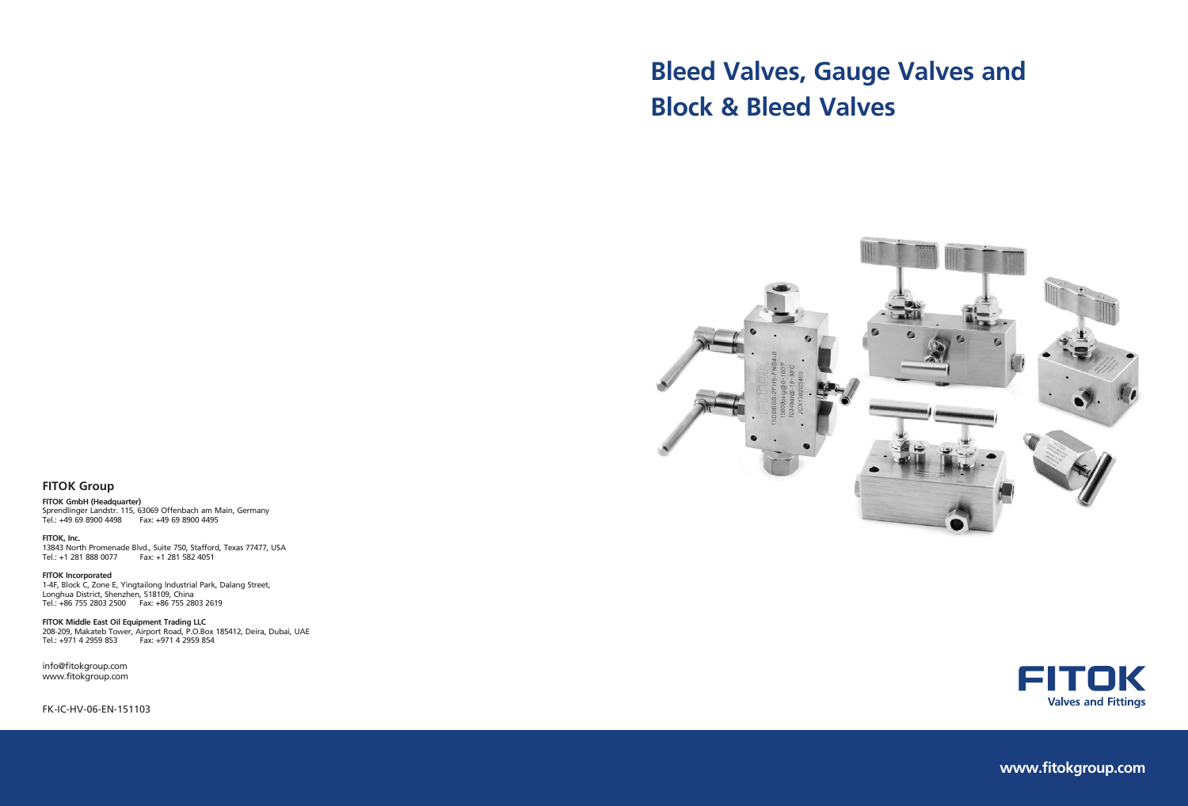# Bleed Valves, Gauge Valves and Block & Bleed Valves

**FITOK**
**Valves and Fittings**

## FITOK Group

**FITOK GmbH (Headquarter)**
Sprendlinger Landstr. 115, 63069 Offenbach am Main, Germany
Tel.: +49 69 8900 4498 Fax: +49 69 8900 4495

**FITOK, Inc.**
13843 North Promenade Blvd., Suite 750, Stafford, Texas 77477, USA
Tel.: +1 281 888 0077 Fax: +1 281 582 4051

**FITOK Incorporated**
1-4F, Block C, Zone E, Yingtailong Industrial Park, Dalang Street,
Longhua District, Shenzhen, 518109, China
Tel.: +86 755 2803 2500 Fax: +86 755 2803 2619

**FITOK Middle East Oil Equipment Trading LLC**
208-209, Makateb Tower, Airport Road, P.O.Box 185412, Deira, Dubai, UAE
Tel.: +971 4 2959 853 Fax: +971 4 2959 854

info@fitokgroup.com
www.fitokgroup.com

FK-IC-HV-06-EN-151103

**www.fitokgroup.com**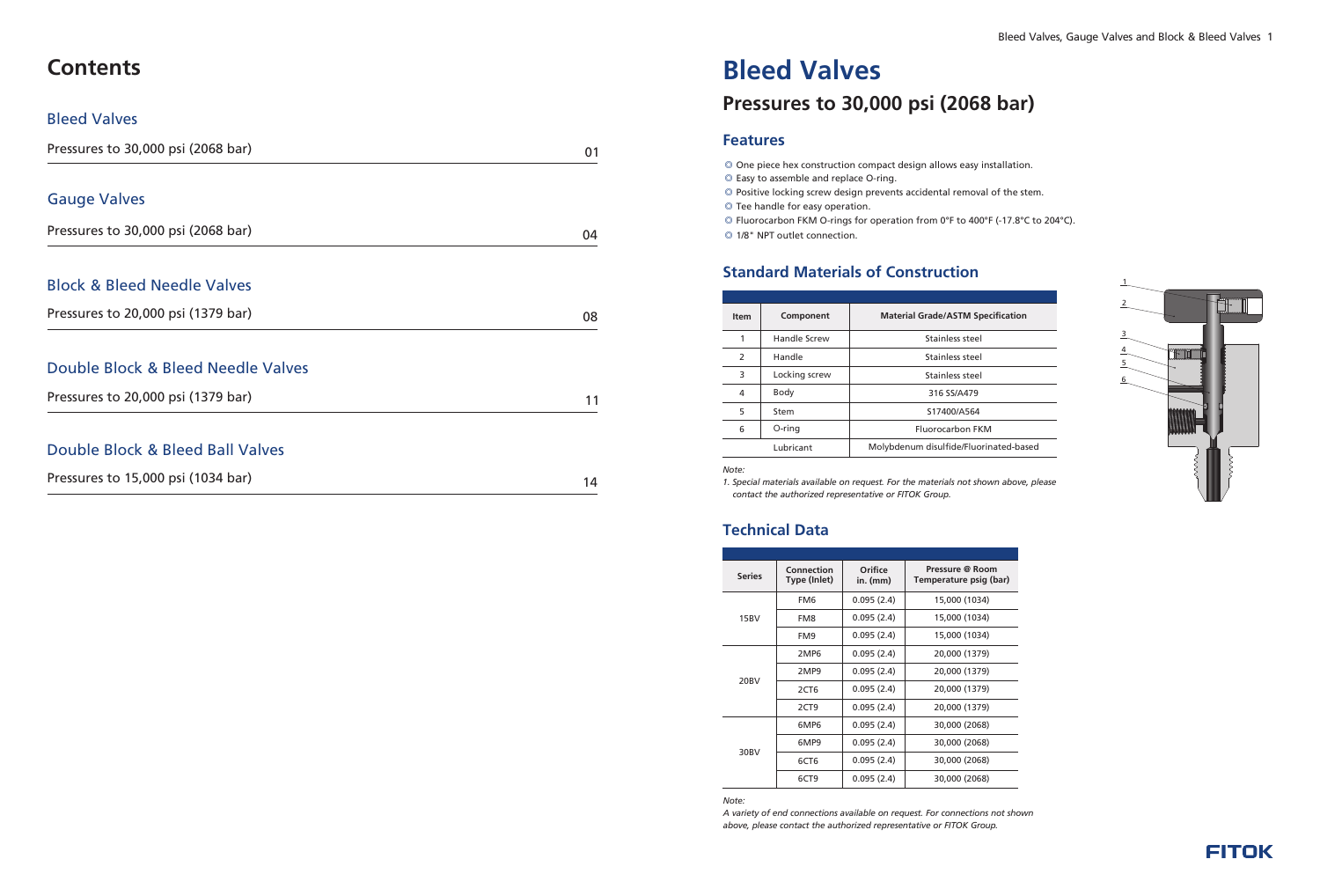# Contents

## Bleed Valves

| | |
|---|---|
| Pressures to 30,000 psi (2068 bar) | 01 |

## Gauge Valves

| | |
|---|---|
| Pressures to 30,000 psi (2068 bar) | 04 |

## Block & Bleed Needle Valves

| | |
|---|---|
| Pressures to 20,000 psi (1379 bar) | 08 |

## Double Block & Bleed Needle Valves

| | |
|---|---|
| Pressures to 20,000 psi (1379 bar) | 11 |

## Double Block & Bleed Ball Valves

| | |
|---|---|
| Pressures to 15,000 psi (1034 bar) | 14 |

# Bleed Valves

## Pressures to 30,000 psi (2068 bar)

### Features

- One piece hex construction compact design allows easy installation.
- Easy to assemble and replace O-ring.
- Positive locking screw design prevents accidental removal of the stem.
- Tee handle for easy operation.
- Fluorocarbon FKM O-rings for operation from 0°F to 400°F (-17.8°C to 204°C).
- 1/8" NPT outlet connection.

### Standard Materials of Construction

| Item | Component | Material Grade/ASTM Specification |
|---|---|---|
| 1 | Handle Screw | Stainless steel |
| 2 | Handle | Stainless steel |
| 3 | Locking screw | Stainless steel |
| 4 | Body | 316 SS/A479 |
| 5 | Stem | S17400/A564 |
| 6 | O-ring | Fluorocarbon FKM |
| | Lubricant | Molybdenum disulfide/Fluorinated-based |

*Note:*

*1. Special materials available on request. For the materials not shown above, please contact the authorized representative or FITOK Group.*

### Technical Data

| Series | Connection Type (Inlet) | Orifice in. (mm) | Pressure @ Room Temperature psig (bar) |
|---|---|---|---|
| 15BV | FM6 | 0.095 (2.4) | 15,000 (1034) |
| | FM8 | 0.095 (2.4) | 15,000 (1034) |
| | FM9 | 0.095 (2.4) | 15,000 (1034) |
| 20BV | 2MP6 | 0.095 (2.4) | 20,000 (1379) |
| | 2MP9 | 0.095 (2.4) | 20,000 (1379) |
| | 2CT6 | 0.095 (2.4) | 20,000 (1379) |
| | 2CT9 | 0.095 (2.4) | 20,000 (1379) |
| 30BV | 6MP6 | 0.095 (2.4) | 30,000 (2068) |
| | 6MP9 | 0.095 (2.4) | 30,000 (2068) |
| | 6CT6 | 0.095 (2.4) | 30,000 (2068) |
| | 6CT9 | 0.095 (2.4) | 30,000 (2068) |

*Note:*

*A variety of end connections available on request. For connections not shown above, please contact the authorized representative or FITOK Group.*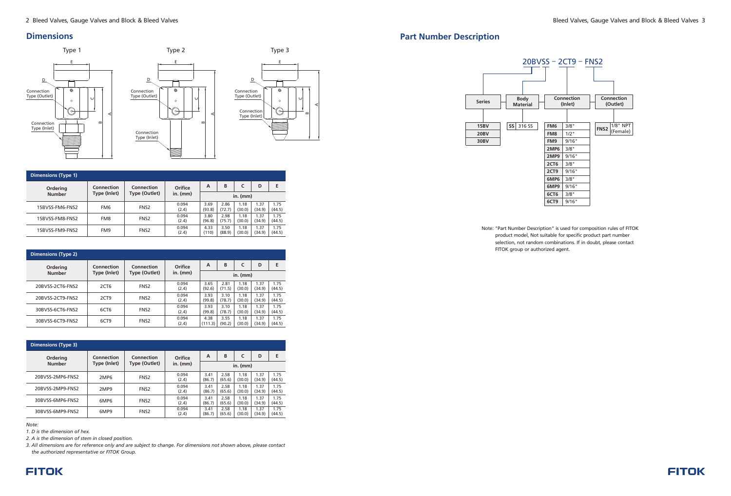## Dimensions

Type 1

Type 2

Type 3

**Dimensions (Type 1)**

| Ordering Number | Connection Type (Inlet) | Connection Type (Outlet) | Orifice in. (mm) | A | B | C | D | E |
|---|---|---|---|---|---|---|---|---|
| | | | | in. (mm) | | | | |
| 15BVSS-FM6-FNS2 | FM6 | FNS2 | 0.094 (2.4) | 3.69 (93.8) | 2.86 (72.7) | 1.18 (30.0) | 1.37 (34.9) | 1.75 (44.5) |
| 15BVSS-FM8-FNS2 | FM8 | FNS2 | 0.094 (2.4) | 3.80 (96.8) | 2.98 (75.7) | 1.18 (30.0) | 1.37 (34.9) | 1.75 (44.5) |
| 15BVSS-FM9-FNS2 | FM9 | FNS2 | 0.094 (2.4) | 4.33 (110) | 3.50 (88.9) | 1.18 (30.0) | 1.37 (34.9) | 1.75 (44.5) |

**Dimensions (Type 2)**

| Ordering Number | Connection Type (Inlet) | Connection Type (Outlet) | Orifice in. (mm) | A | B | C | D | E |
|---|---|---|---|---|---|---|---|---|
| | | | | in. (mm) | | | | |
| 20BVSS-2CT6-FNS2 | 2CT6 | FNS2 | 0.094 (2.4) | 3.65 (92.6) | 2.81 (71.5) | 1.18 (30.0) | 1.37 (34.9) | 1.75 (44.5) |
| 20BVSS-2CT9-FNS2 | 2CT9 | FNS2 | 0.094 (2.4) | 3.93 (99.8) | 3.10 (78.7) | 1.18 (30.0) | 1.37 (34.9) | 1.75 (44.5) |
| 30BVSS-6CT6-FNS2 | 6CT6 | FNS2 | 0.094 (2.4) | 3.93 (99.8) | 3.10 (78.7) | 1.18 (30.0) | 1.37 (34.9) | 1.75 (44.5) |
| 30BVSS-6CT9-FNS2 | 6CT9 | FNS2 | 0.094 (2.4) | 4.38 (111.3) | 3.55 (90.2) | 1.18 (30.0) | 1.37 (34.9) | 1.75 (44.5) |

**Dimensions (Type 3)**

| Ordering Number | Connection Type (Inlet) | Connection Type (Outlet) | Orifice in. (mm) | A | B | C | D | E |
|---|---|---|---|---|---|---|---|---|
| | | | | in. (mm) | | | | |
| 20BVSS-2MP6-FNS2 | 2MP6 | FNS2 | 0.094 (2.4) | 3.41 (86.7) | 2.58 (65.6) | 1.18 (30.0) | 1.37 (34.9) | 1.75 (44.5) |
| 20BVSS-2MP9-FNS2 | 2MP9 | FNS2 | 0.094 (2.4) | 3.41 (86.7) | 2.58 (65.6) | 1.18 (30.0) | 1.37 (34.9) | 1.75 (44.5) |
| 30BVSS-6MP6-FNS2 | 6MP6 | FNS2 | 0.094 (2.4) | 3.41 (86.7) | 2.58 (65.6) | 1.18 (30.0) | 1.37 (34.9) | 1.75 (44.5) |
| 30BVSS-6MP9-FNS2 | 6MP9 | FNS2 | 0.094 (2.4) | 3.41 (86.7) | 2.58 (65.6) | 1.18 (30.0) | 1.37 (34.9) | 1.75 (44.5) |

*Note:*

*1. D is the dimension of hex.*

*2. A is the dimension of stem in closed position.*

*3. All dimensions are for reference only and are subject to change. For dimensions not shown above, please contact the authorized representative or FITOK Group.*

## Part Number Description

20BVSS – 2CT9 – FNS2

| Series | Body Material | Connection (Inlet) | | Connection (Outlet) | |
|---|---|---|---|---|---|
| 15BV | SS 316 SS | FM6 | 3/8" | FNS2 | 1/8" NPT (Female) |
| 20BV | | FM8 | 1/2" | | |
| 30BV | | FM9 | 9/16" | | |
| | | 2MP6 | 3/8" | | |
| | | 2MP9 | 9/16" | | |
| | | 2CT6 | 3/8" | | |
| | | 2CT9 | 9/16" | | |
| | | 6MP6 | 3/8" | | |
| | | 6MP9 | 9/16" | | |
| | | 6CT6 | 3/8" | | |
| | | 6CT9 | 9/16" | | |

Note: "Part Number Description" is used for composition rules of FITOK product model, Not suitable for specific product part number selection, not random combinations. If in doubt, please contact FITOK group or authorized agent.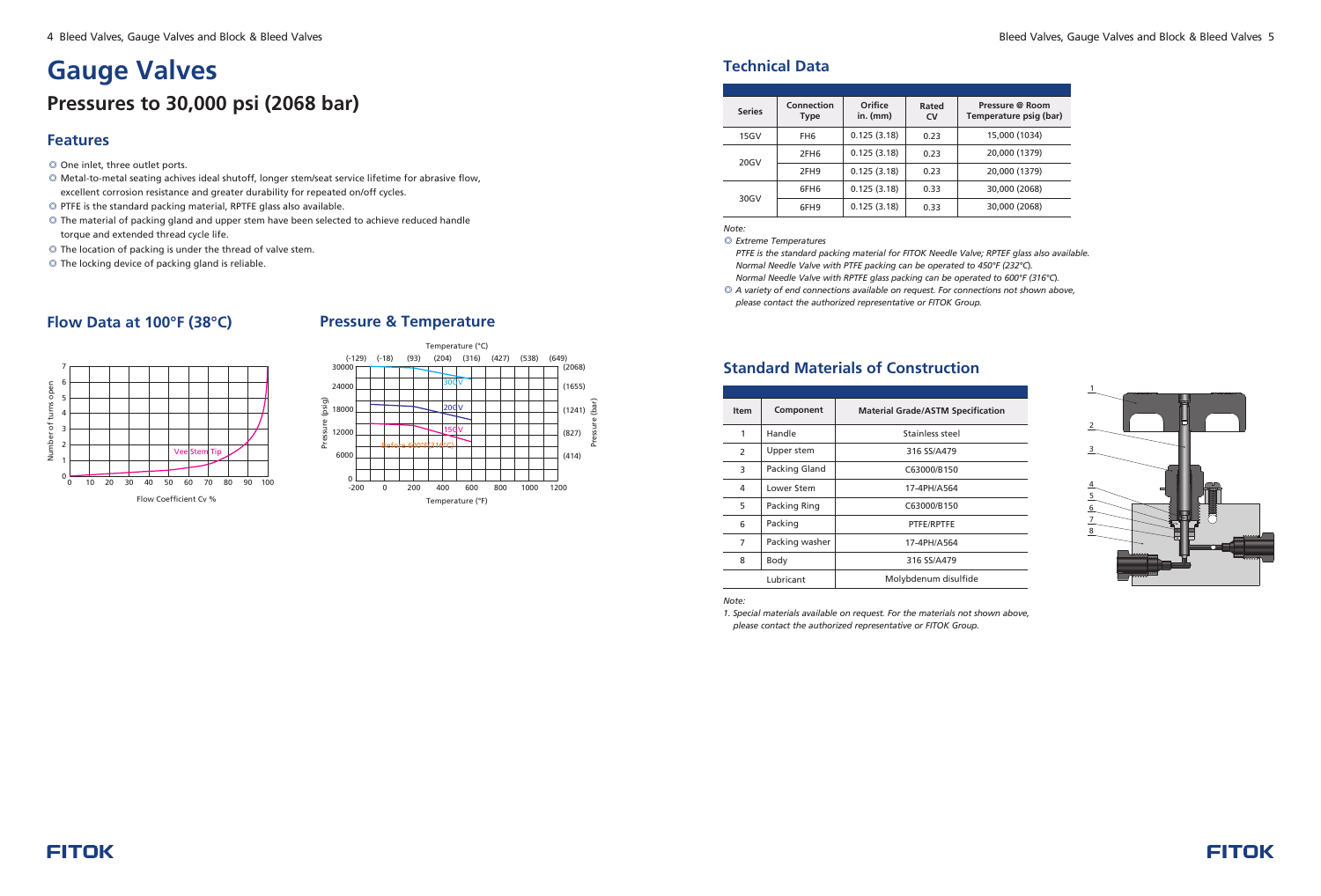# Gauge Valves

## Pressures to 30,000 psi (2068 bar)

### Features

- One inlet, three outlet ports.
- Metal-to-metal seating achives ideal shutoff, longer stem/seat service lifetime for abrasive flow, excellent corrosion resistance and greater durability for repeated on/off cycles.
- PTFE is the standard packing material, RPTFE glass also available.
- The material of packing gland and upper stem have been selected to achieve reduced handle torque and extended thread cycle life.
- The location of packing is under the thread of valve stem.
- The locking device of packing gland is reliable.

### Flow Data at 100°F (38°C)

### Pressure & Temperature

## Technical Data

| Series | Connection Type | Orifice in. (mm) | Rated CV | Pressure @ Room Temperature psig (bar) |
|---|---|---|---|---|
| 15GV | FH6 | 0.125 (3.18) | 0.23 | 15,000 (1034) |
| 20GV | 2FH6 | 0.125 (3.18) | 0.23 | 20,000 (1379) |
| | 2FH9 | 0.125 (3.18) | 0.23 | 20,000 (1379) |
| 30GV | 6FH6 | 0.125 (3.18) | 0.33 | 30,000 (2068) |
| | 6FH9 | 0.125 (3.18) | 0.33 | 30,000 (2068) |

*Note:*

- *Extreme Temperatures*
  *PTFE is the standard packing material for FITOK Needle Valve; RPTEF glass also available.*
  *Normal Needle Valve with PTFE packing can be operated to 450°F (232°C).*
  *Normal Needle Valve with RPTFE glass packing can be operated to 600°F (316°C).*
- *A variety of end connections available on request. For connections not shown above, please contact the authorized representative or FITOK Group.*

## Standard Materials of Construction

| Item | Component | Material Grade/ASTM Specification |
|---|---|---|
| 1 | Handle | Stainless steel |
| 2 | Upper stem | 316 SS/A479 |
| 3 | Packing Gland | C63000/B150 |
| 4 | Lower Stem | 17-4PH/A564 |
| 5 | Packing Ring | C63000/B150 |
| 6 | Packing | PTFE/RPTFE |
| 7 | Packing washer | 17-4PH/A564 |
| 8 | Body | 316 SS/A479 |
| Lubricant | | Molybdenum disulfide |

*Note:*

*1. Special materials available on request. For the materials not shown above, please contact the authorized representative or FITOK Group.*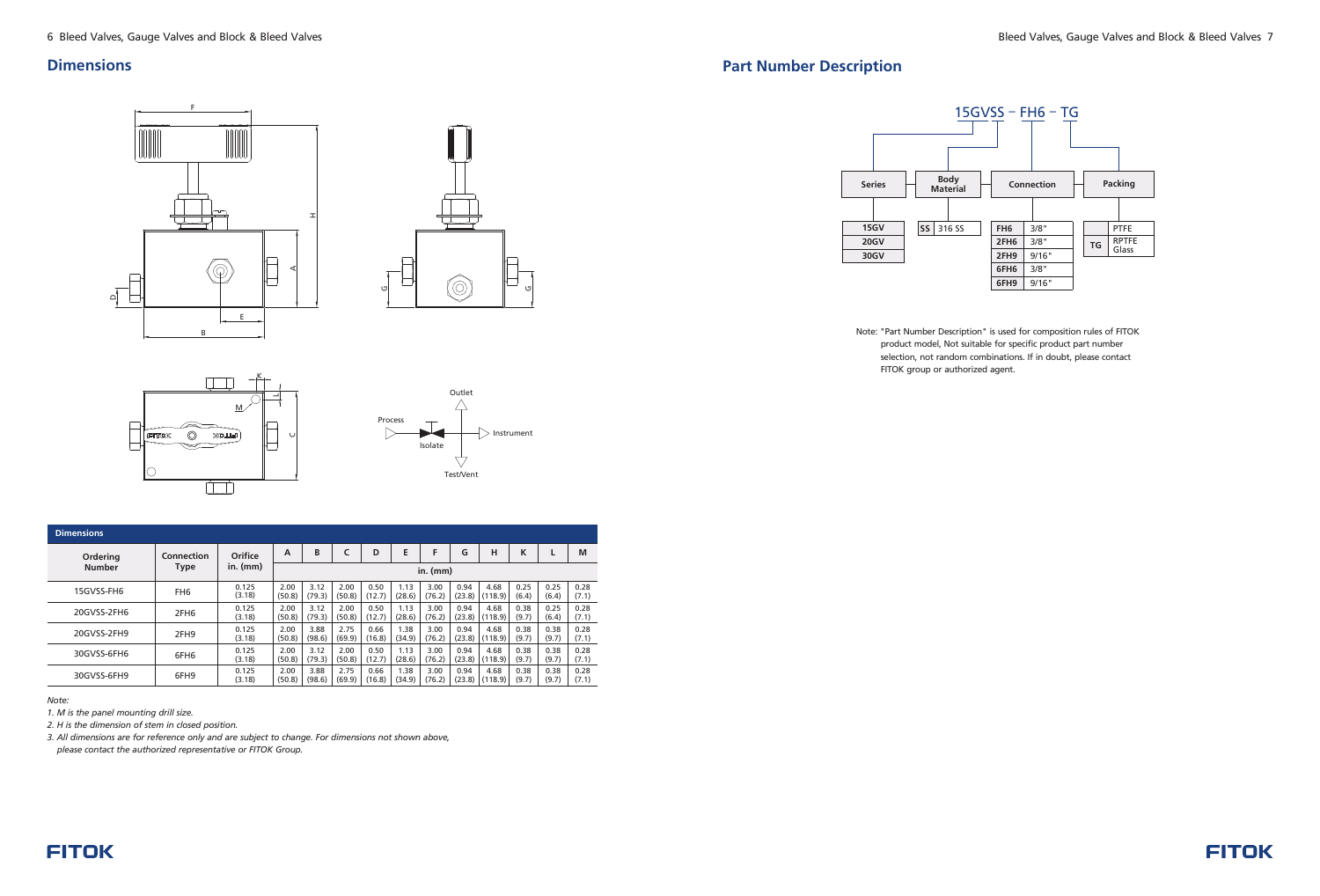## Dimensions

| Ordering Number | Connection Type | Orifice in. (mm) | A | B | C | D | E | F | G | H | K | L | M |
|---|---|---|---|---|---|---|---|---|---|---|---|---|---|
| | | | in. (mm) | | | | | | | | | | |
| 15GVSS-FH6 | FH6 | 0.125 (3.18) | 2.00 (50.8) | 3.12 (79.3) | 2.00 (50.8) | 0.50 (12.7) | 1.13 (28.6) | 3.00 (76.2) | 0.94 (23.8) | 4.68 (118.9) | 0.25 (6.4) | 0.25 (6.4) | 0.28 (7.1) |
| 20GVSS-2FH6 | 2FH6 | 0.125 (3.18) | 2.00 (50.8) | 3.12 (79.3) | 2.00 (50.8) | 0.50 (12.7) | 1.13 (28.6) | 3.00 (76.2) | 0.94 (23.8) | 4.68 (118.9) | 0.38 (9.7) | 0.25 (6.4) | 0.28 (7.1) |
| 20GVSS-2FH9 | 2FH9 | 0.125 (3.18) | 2.00 (50.8) | 3.88 (98.6) | 2.75 (69.9) | 0.66 (16.8) | 1.38 (34.9) | 3.00 (76.2) | 0.94 (23.8) | 4.68 (118.9) | 0.38 (9.7) | 0.38 (9.7) | 0.28 (7.1) |
| 30GVSS-6FH6 | 6FH6 | 0.125 (3.18) | 2.00 (50.8) | 3.12 (79.3) | 2.00 (50.8) | 0.50 (12.7) | 1.13 (28.6) | 3.00 (76.2) | 0.94 (23.8) | 4.68 (118.9) | 0.38 (9.7) | 0.38 (9.7) | 0.28 (7.1) |
| 30GVSS-6FH9 | 6FH9 | 0.125 (3.18) | 2.00 (50.8) | 3.88 (98.6) | 2.75 (69.9) | 0.66 (16.8) | 1.38 (34.9) | 3.00 (76.2) | 0.94 (23.8) | 4.68 (118.9) | 0.38 (9.7) | 0.38 (9.7) | 0.28 (7.1) |

*Note:*

*1. M is the panel mounting drill size.*

*2. H is the dimension of stem in closed position.*

*3. All dimensions are for reference only and are subject to change. For dimensions not shown above, please contact the authorized representative or FITOK Group.*

## Part Number Description

15GVSS – FH6 – TG

| Series |
|---|
| 15GV |
| 20GV |
| 30GV |

| Body Material | |
|---|---|
| SS | 316 SS |

| Connection | |
|---|---|
| FH6 | 3/8" |
| 2FH6 | 3/8" |
| 2FH9 | 9/16" |
| 6FH6 | 3/8" |
| 6FH9 | 9/16" |

| Packing | |
|---|---|
| | PTFE |
| TG | RPTFE Glass |

Note: "Part Number Description" is used for composition rules of FITOK product model, Not suitable for specific product part number selection, not random combinations. If in doubt, please contact FITOK group or authorized agent.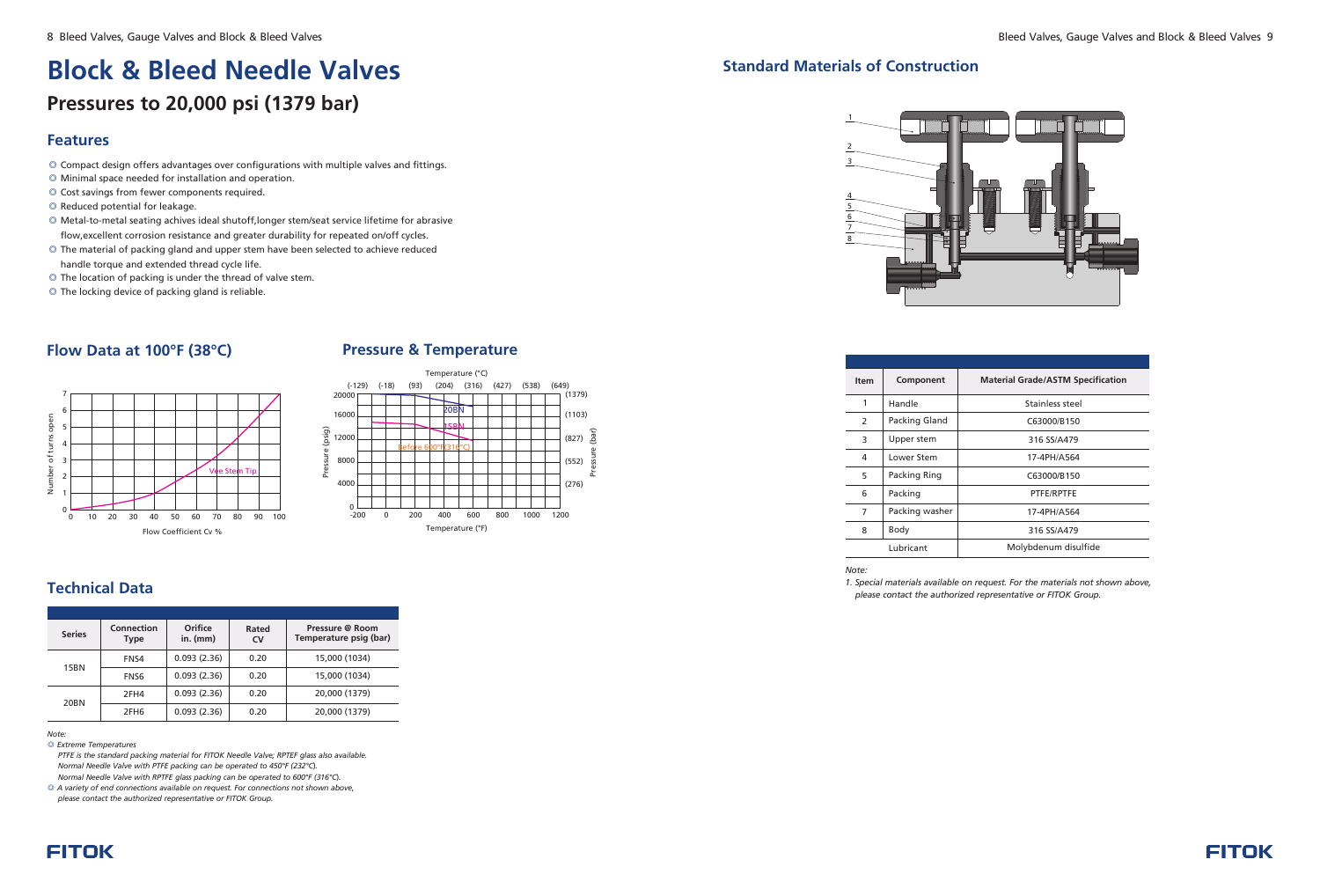# Block & Bleed Needle Valves

## Pressures to 20,000 psi (1379 bar)

### Features

- Compact design offers advantages over configurations with multiple valves and fittings.
- Minimal space needed for installation and operation.
- Cost savings from fewer components required.
- Reduced potential for leakage.
- Metal-to-metal seating achives ideal shutoff,longer stem/seat service lifetime for abrasive flow,excellent corrosion resistance and greater durability for repeated on/off cycles.
- The material of packing gland and upper stem have been selected to achieve reduced handle torque and extended thread cycle life.
- The location of packing is under the thread of valve stem.
- The locking device of packing gland is reliable.

### Flow Data at 100°F (38°C)

### Pressure & Temperature

### Technical Data

| Series | Connection Type | Orifice in. (mm) | Rated CV | Pressure @ Room Temperature psig (bar) |
|---|---|---|---|---|
| 15BN | FNS4 | 0.093 (2.36) | 0.20 | 15,000 (1034) |
| | FNS6 | 0.093 (2.36) | 0.20 | 15,000 (1034) |
| 20BN | 2FH4 | 0.093 (2.36) | 0.20 | 20,000 (1379) |
| | 2FH6 | 0.093 (2.36) | 0.20 | 20,000 (1379) |

*Note:*

- *Extreme Temperatures*
  *PTFE is the standard packing material for FITOK Needle Valve; RPTEF glass also available.*
  *Normal Needle Valve with PTFE packing can be operated to 450°F (232°C).*
  *Normal Needle Valve with RPTFE glass packing can be operated to 600°F (316°C).*
- *A variety of end connections available on request. For connections not shown above, please contact the authorized representative or FITOK Group.*

## Standard Materials of Construction

| Item | Component | Material Grade/ASTM Specification |
|---|---|---|
| 1 | Handle | Stainless steel |
| 2 | Packing Gland | C63000/B150 |
| 3 | Upper stem | 316 SS/A479 |
| 4 | Lower Stem | 17-4PH/A564 |
| 5 | Packing Ring | C63000/B150 |
| 6 | Packing | PTFE/RPTFE |
| 7 | Packing washer | 17-4PH/A564 |
| 8 | Body | 316 SS/A479 |
| Lubricant | | Molybdenum disulfide |

*Note:*

*1. Special materials available on request. For the materials not shown above, please contact the authorized representative or FITOK Group.*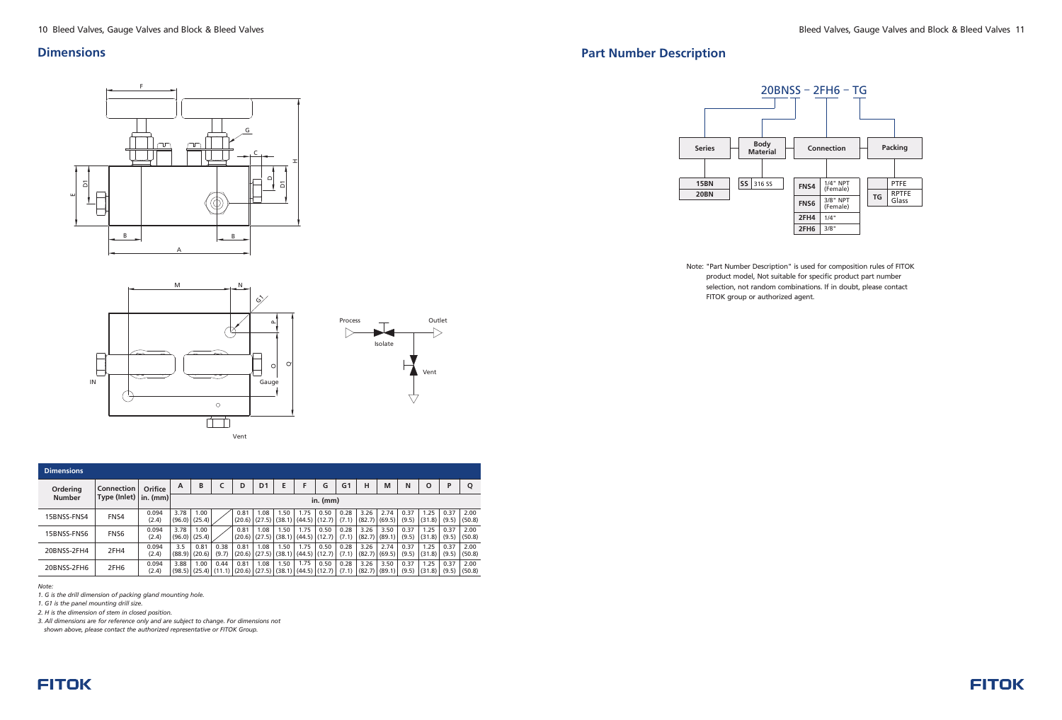## Dimensions

| Dimensions | | | | | | | | | | | | | | | | | | |
|---|---|---|---|---|---|---|---|---|---|---|---|---|---|---|---|---|---|---|
| Ordering Number | Connection Type (Inlet) | Orifice in. (mm) | A | B | C | D | D1 | E | F | G | G1 | H | M | N | O | P | Q |
| | | | in. (mm) | | | | | | | | | | | | | | |
| 15BNSS-FNS4 | FNS4 | 0.094 (2.4) | 3.78 (96.0) | 1.00 (25.4) | | 0.81 (20.6) | 1.08 (27.5) | 1.50 (38.1) | 1.75 (44.5) | 0.50 (12.7) | 0.28 (7.1) | 3.26 (82.7) | 2.74 (69.5) | 0.37 (9.5) | 1.25 (31.8) | 0.37 (9.5) | 2.00 (50.8) |
| 15BNSS-FNS6 | FNS6 | 0.094 (2.4) | 3.78 (96.0) | 1.00 (25.4) | | 0.81 (20.6) | 1.08 (27.5) | 1.50 (38.1) | 1.75 (44.5) | 0.50 (12.7) | 0.28 (7.1) | 3.26 (82.7) | 3.50 (89.1) | 0.37 (9.5) | 1.25 (31.8) | 0.37 (9.5) | 2.00 (50.8) |
| 20BNSS-2FH4 | 2FH4 | 0.094 (2.4) | 3.5 (88.9) | 0.81 (20.6) | 0.38 (9.7) | 0.81 (20.6) | 1.08 (27.5) | 1.50 (38.1) | 1.75 (44.5) | 0.50 (12.7) | 0.28 (7.1) | 3.26 (82.7) | 2.74 (69.5) | 0.37 (9.5) | 1.25 (31.8) | 0.37 (9.5) | 2.00 (50.8) |
| 20BNSS-2FH6 | 2FH6 | 0.094 (2.4) | 3.88 (98.5) | 1.00 (25.4) | 0.44 (11.1) | 0.81 (20.6) | 1.08 (27.5) | 1.50 (38.1) | 1.75 (44.5) | 0.50 (12.7) | 0.28 (7.1) | 3.26 (82.7) | 3.50 (89.1) | 0.37 (9.5) | 1.25 (31.8) | 0.37 (9.5) | 2.00 (50.8) |

*Note:*

*1. G is the drill dimension of packing gland mounting hole.*

*1. G1 is the panel mounting drill size.*

*2. H is the dimension of stem in closed position.*

*3. All dimensions are for reference only and are subject to change. For dimensions not shown above, please contact the authorized representative or FITOK Group.*

## Part Number Description

20BNSS – 2FH6 – TG

| Series | Body Material | Connection | | Packing | |
|---|---|---|---|---|---|
| 15BN | SS 316 SS | FNS4 | 1/4" NPT (Female) | | PTFE |
| 20BN | | FNS6 | 3/8" NPT (Female) | TG | RPTFE Glass |
| | | 2FH4 | 1/4" | | |
| | | 2FH6 | 3/8" | | |

Note: "Part Number Description" is used for composition rules of FITOK product model, Not suitable for specific product part number selection, not random combinations. If in doubt, please contact FITOK group or authorized agent.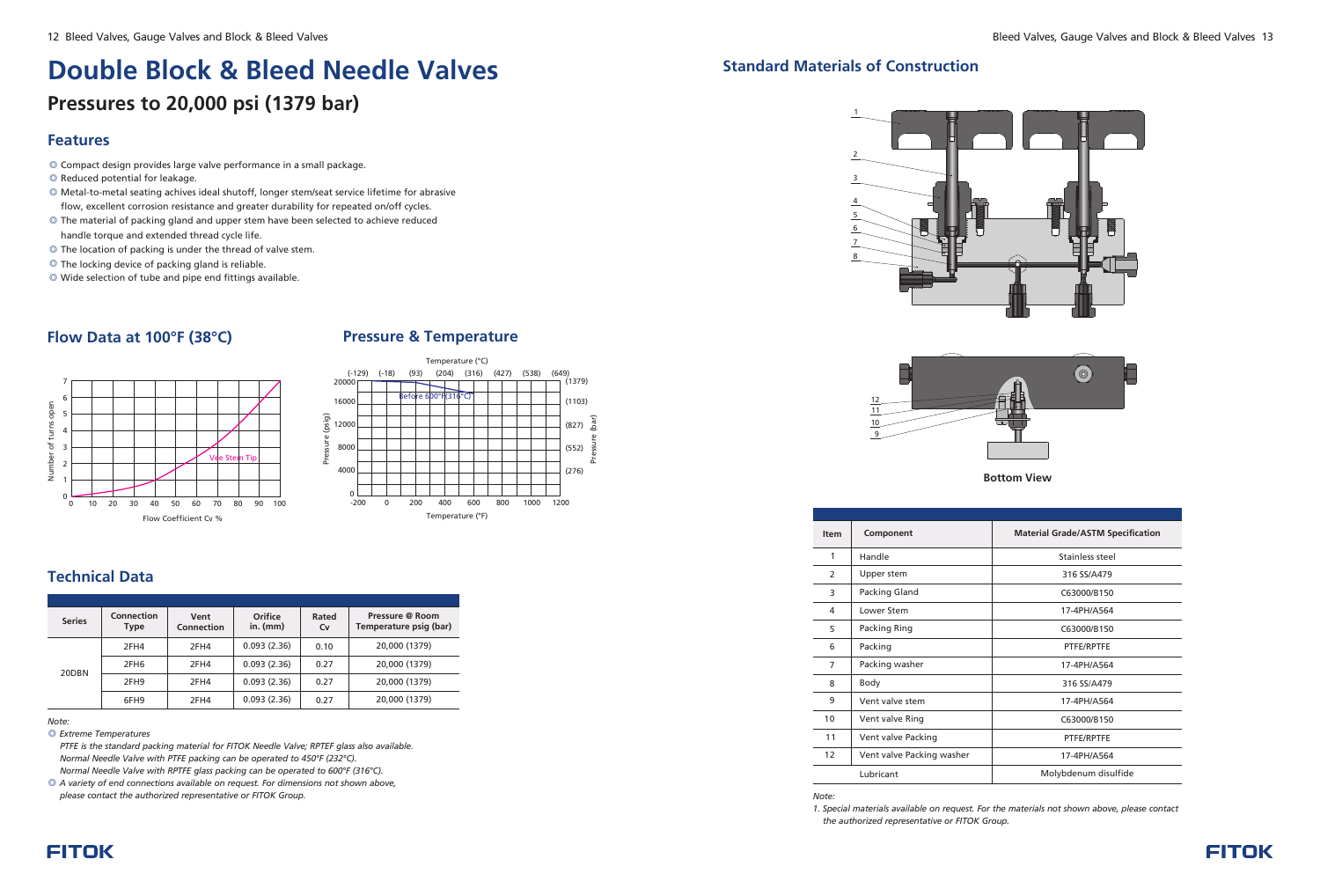# Double Block & Bleed Needle Valves

## Pressures to 20,000 psi (1379 bar)

### Features

- Compact design provides large valve performance in a small package.
- Reduced potential for leakage.
- Metal-to-metal seating achives ideal shutoff, longer stem/seat service lifetime for abrasive flow, excellent corrosion resistance and greater durability for repeated on/off cycles.
- The material of packing gland and upper stem have been selected to achieve reduced handle torque and extended thread cycle life.
- The location of packing is under the thread of valve stem.
- The locking device of packing gland is reliable.
- Wide selection of tube and pipe end fittings available.

### Flow Data at 100°F (38°C)

### Pressure & Temperature

### Technical Data

| Series | Connection Type | Vent Connection | Orifice in. (mm) | Rated Cv | Pressure @ Room Temperature psig (bar) |
|---|---|---|---|---|---|
| 20DBN | 2FH4 | 2FH4 | 0.093 (2.36) | 0.10 | 20,000 (1379) |
| | 2FH6 | 2FH4 | 0.093 (2.36) | 0.27 | 20,000 (1379) |
| | 2FH9 | 2FH4 | 0.093 (2.36) | 0.27 | 20,000 (1379) |
| | 6FH9 | 2FH4 | 0.093 (2.36) | 0.27 | 20,000 (1379) |

*Note:*

- *Extreme Temperatures*

  *PTFE is the standard packing material for FITOK Needle Valve; RPTEF glass also available.*
  *Normal Needle Valve with PTFE packing can be operated to 450°F (232°C).*
  *Normal Needle Valve with RPTFE glass packing can be operated to 600°F (316°C).*
- *A variety of end connections available on request. For dimensions not shown above, please contact the authorized representative or FITOK Group.*

### Standard Materials of Construction

Bottom View

| Item | Component | Material Grade/ASTM Specification |
|---|---|---|
| 1 | Handle | Stainless steel |
| 2 | Upper stem | 316 SS/A479 |
| 3 | Packing Gland | C63000/B150 |
| 4 | Lower Stem | 17-4PH/A564 |
| 5 | Packing Ring | C63000/B150 |
| 6 | Packing | PTFE/RPTFE |
| 7 | Packing washer | 17-4PH/A564 |
| 8 | Body | 316 SS/A479 |
| 9 | Vent valve stem | 17-4PH/A564 |
| 10 | Vent valve Ring | C63000/B150 |
| 11 | Vent valve Packing | PTFE/RPTFE |
| 12 | Vent valve Packing washer | 17-4PH/A564 |
| | Lubricant | Molybdenum disulfide |

*Note:*

*1. Special materials available on request. For the materials not shown above, please contact the authorized representative or FITOK Group.*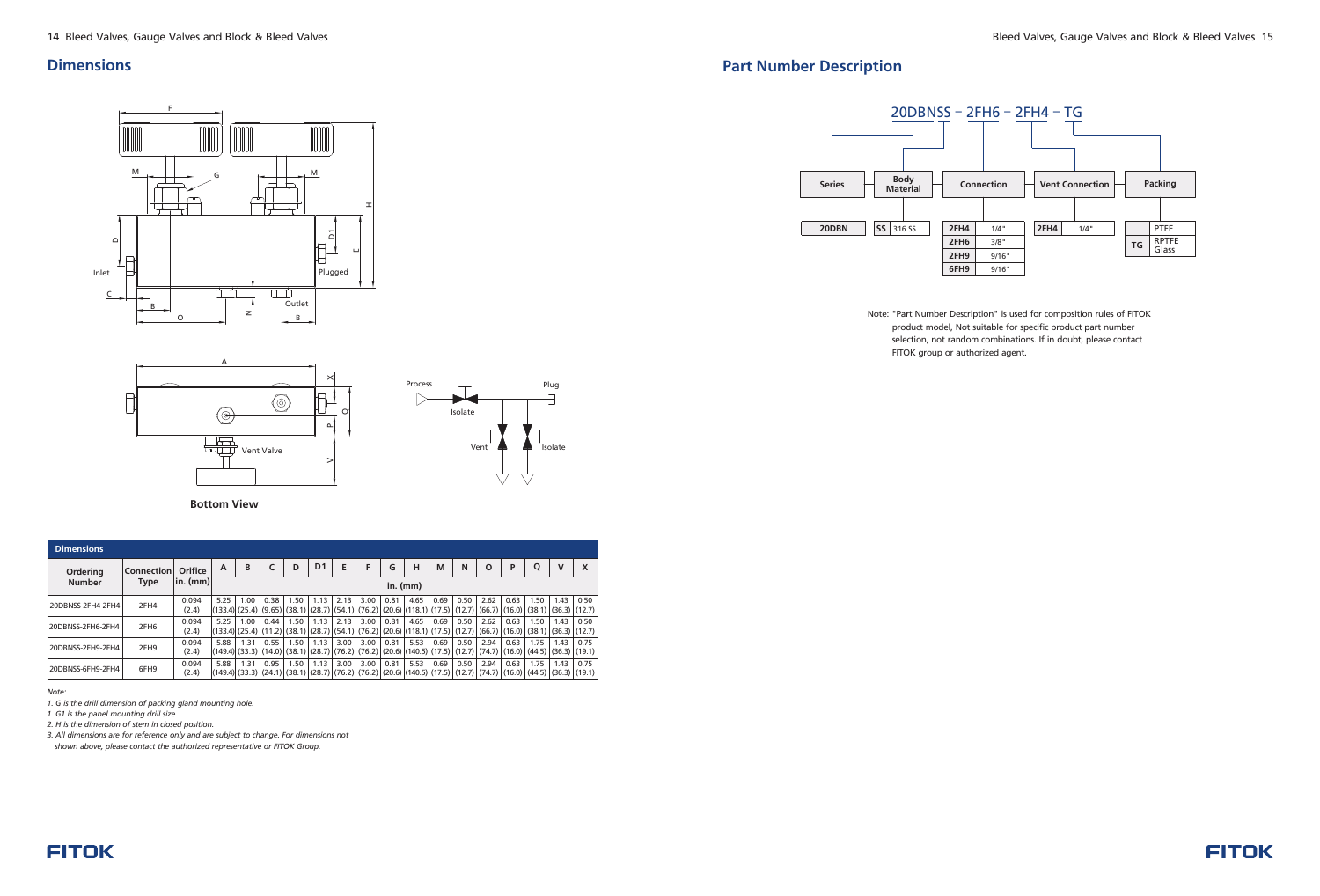## Dimensions

Bottom View

| Ordering Number | Connection Type | Orifice in. (mm) | A | B | C | D | D1 | E | F | G | H | M | N | O | P | Q | V | X |
|---|---|---|---|---|---|---|---|---|---|---|---|---|---|---|---|---|---|---|
| | | | in. (mm) | | | | | | | | | | | | | | | |
| 20DBNSS-2FH4-2FH4 | 2FH4 | 0.094 (2.4) | 5.25 (133.4) | 1.00 (25.4) | 0.38 (9.65) | 1.50 (38.1) | 1.13 (28.7) | 2.13 (54.1) | 3.00 (76.2) | 0.81 (20.6) | 4.65 (118.1) | 0.69 (17.5) | 0.50 (12.7) | 2.62 (66.7) | 0.63 (16.0) | 1.50 (38.1) | 1.43 (36.3) | 0.50 (12.7) |
| 20DBNSS-2FH6-2FH4 | 2FH6 | 0.094 (2.4) | 5.25 (133.4) | 1.00 (25.4) | 0.44 (11.2) | 1.50 (38.1) | 1.13 (28.7) | 2.13 (54.1) | 3.00 (76.2) | 0.81 (20.6) | 4.65 (118.1) | 0.69 (17.5) | 0.50 (12.7) | 2.62 (66.7) | 0.63 (16.0) | 1.50 (38.1) | 1.43 (36.3) | 0.50 (12.7) |
| 20DBNSS-2FH9-2FH4 | 2FH9 | 0.094 (2.4) | 5.88 (149.4) | 1.31 (33.3) | 0.55 (14.0) | 1.50 (38.1) | 1.13 (28.7) | 3.00 (76.2) | 3.00 (76.2) | 0.81 (20.6) | 5.53 (140.5) | 0.69 (17.5) | 0.50 (12.7) | 2.94 (74.7) | 0.63 (16.0) | 1.75 (44.5) | 1.43 (36.3) | 0.75 (19.1) |
| 20DBNSS-6FH9-2FH4 | 6FH9 | 0.094 (2.4) | 5.88 (149.4) | 1.31 (33.3) | 0.95 (24.1) | 1.50 (38.1) | 1.13 (28.7) | 3.00 (76.2) | 3.00 (76.2) | 0.81 (20.6) | 5.53 (140.5) | 0.69 (17.5) | 0.50 (12.7) | 2.94 (74.7) | 0.63 (16.0) | 1.75 (44.5) | 1.43 (36.3) | 0.75 (19.1) |

*Note:*

*1. G is the drill dimension of packing gland mounting hole.*

*1. G1 is the panel mounting drill size.*

*2. H is the dimension of stem in closed position.*

*3. All dimensions are for reference only and are subject to change. For dimensions not shown above, please contact the authorized representative or FITOK Group.*

## Part Number Description

20DBNSS – 2FH6 – 2FH4 – TG

| Series | Body Material | | Connection | | Vent Connection | | Packing | |
|---|---|---|---|---|---|---|---|---|
| 20DBN | SS | 316 SS | 2FH4 | 1/4" | 2FH4 | 1/4" | | PTFE |
| | | | 2FH6 | 3/8" | | | TG | RPTFE Glass |
| | | | 2FH9 | 9/16" | | | | |
| | | | 6FH9 | 9/16" | | | | |

Note: "Part Number Description" is used for composition rules of FITOK product model, Not suitable for specific product part number selection, not random combinations. If in doubt, please contact FITOK group or authorized agent.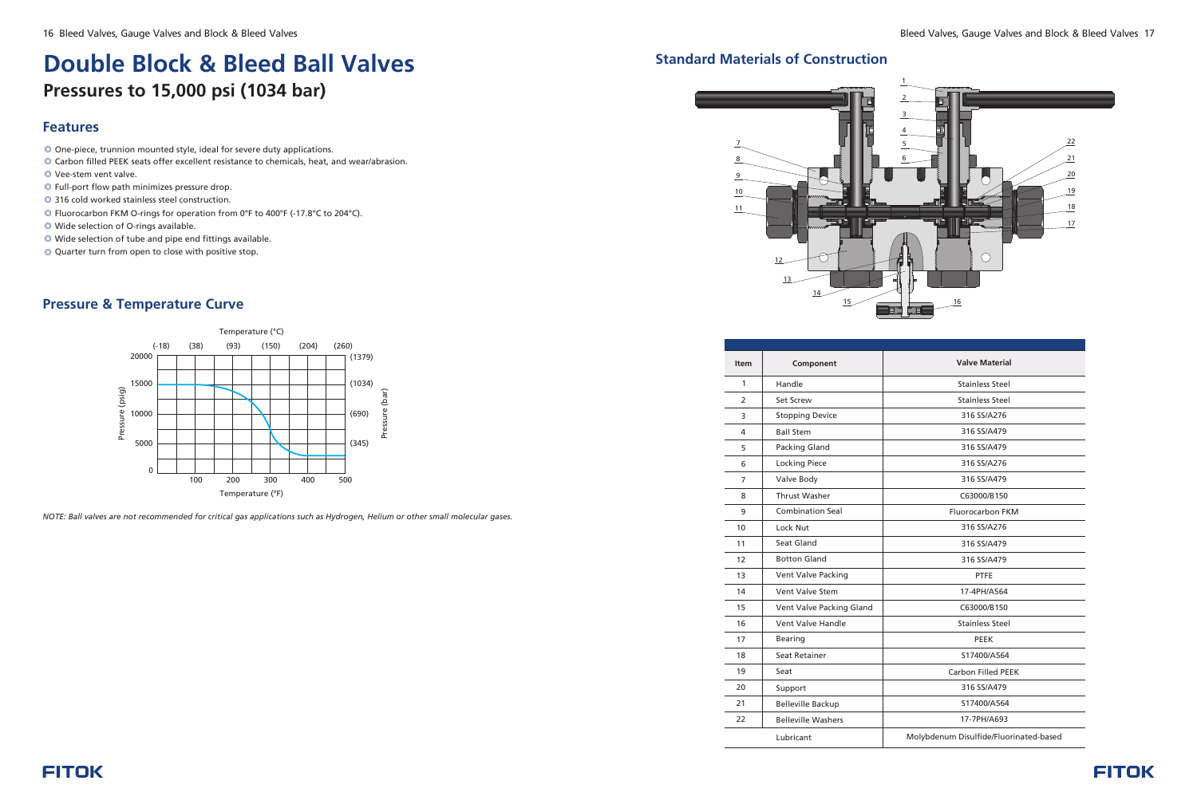# Double Block & Bleed Ball Valves

## Pressures to 15,000 psi (1034 bar)

### Features

- One-piece, trunnion mounted style, ideal for severe duty applications.
- Carbon filled PEEK seats offer excellent resistance to chemicals, heat, and wear/abrasion.
- Vee-stem vent valve.
- Full-port flow path minimizes pressure drop.
- 316 cold worked stainless steel construction.
- Fluorocarbon FKM O-rings for operation from 0°F to 400°F (-17.8°C to 204°C).
- Wide selection of O-rings available.
- Wide selection of tube and pipe end fittings available.
- Quarter turn from open to close with positive stop.

### Pressure & Temperature Curve

*NOTE: Ball valves are not recommended for critical gas applications such as Hydrogen, Helium or other small molecular gases.*

## Standard Materials of Construction

| Item | Component | Valve Material |
| --- | --- | --- |
| 1 | Handle | Stainless Steel |
| 2 | Set Screw | Stainless Steel |
| 3 | Stopping Device | 316 SS/A276 |
| 4 | Ball Stem | 316 SS/A479 |
| 5 | Packing Gland | 316 SS/A479 |
| 6 | Locking Piece | 316 SS/A276 |
| 7 | Valve Body | 316 SS/A479 |
| 8 | Thrust Washer | C63000/B150 |
| 9 | Combination Seal | Fluorocarbon FKM |
| 10 | Lock Nut | 316 SS/A276 |
| 11 | Seat Gland | 316 SS/A479 |
| 12 | Botton Gland | 316 SS/A479 |
| 13 | Vent Valve Packing | PTFE |
| 14 | Vent Valve Stem | 17-4PH/A564 |
| 15 | Vent Valve Packing Gland | C63000/B150 |
| 16 | Vent Valve Handle | Stainless Steel |
| 17 | Bearing | PEEK |
| 18 | Seat Retainer | S17400/A564 |
| 19 | Seat | Carbon Filled PEEK |
| 20 | Support | 316 SS/A479 |
| 21 | Belleville Backup | S17400/A564 |
| 22 | Belleville Washers | 17-7PH/A693 |
| | Lubricant | Molybdenum Disulfide/Fluorinated-based |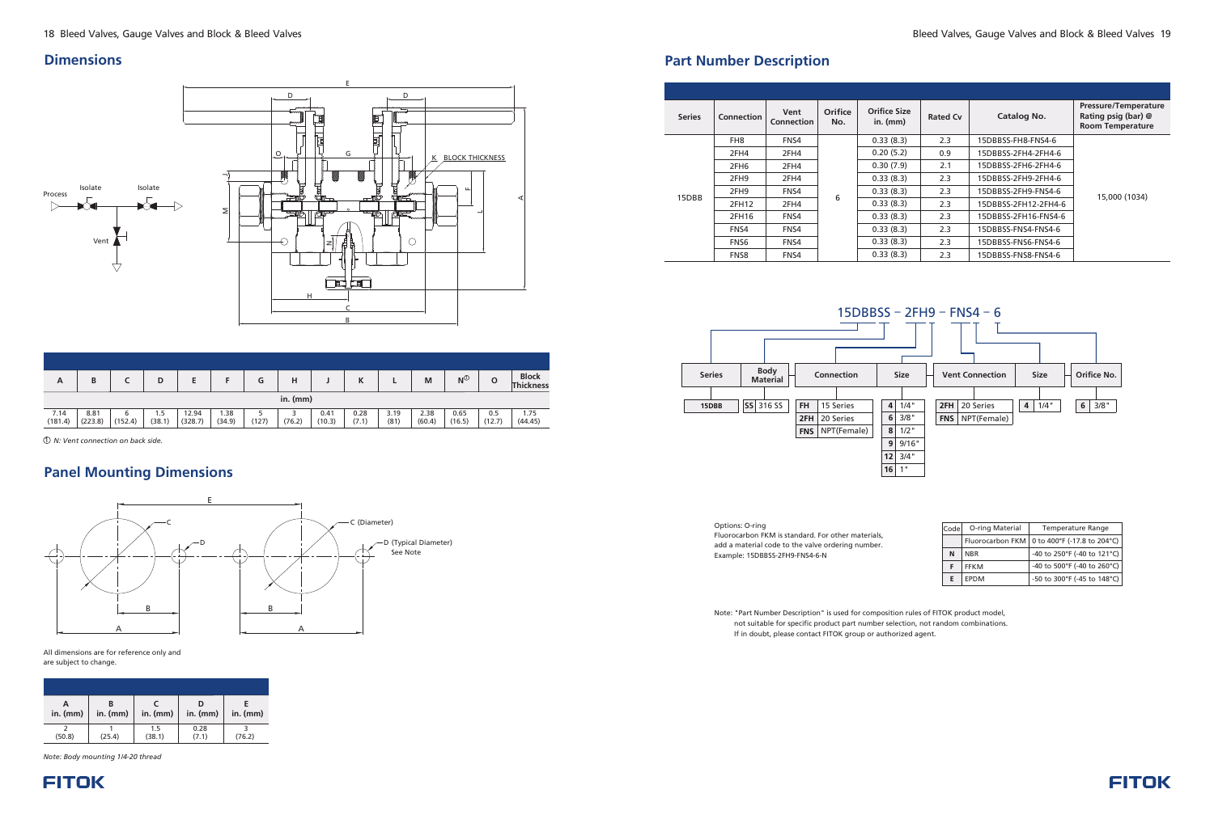## Dimensions

Process

Isolate

Isolate

Vent

BLOCK THICKNESS

| A | B | C | D | E | F | G | H | J | K | L | M | N[1] | O | Block Thickness |
|---|---|---|---|---|---|---|---|---|---|---|---|---|---|---|
| in. (mm) | | | | | | | | | | | | | | |
| 7.14 (181.4) | 8.81 (223.8) | 6 (152.4) | 1.5 (38.1) | 12.94 (328.7) | 1.38 (34.9) | 5 (127) | 3 (76.2) | 0.41 (10.3) | 0.28 (7.1) | 3.19 (81) | 2.38 (60.4) | 0.65 (16.5) | 0.5 (12.7) | 1.75 (44.45) |

[1] *N: Vent connection on back side.*

## Panel Mounting Dimensions

C (Diameter)

D (Typical Diameter) See Note

All dimensions are for reference only and are subject to change.

| A in. (mm) | B in. (mm) | C in. (mm) | D in. (mm) | E in. (mm) |
|---|---|---|---|---|
| 2 (50.8) | 1 (25.4) | 1.5 (38.1) | 0.28 (7.1) | 3 (76.2) |

*Note: Body mounting 1/4-20 thread*

## Part Number Description

| Series | Connection | Vent Connection | Orifice No. | Orifice Size in. (mm) | Rated Cv | Catalog No. | Pressure/Temperature Rating psig (bar) @ Room Temperature |
|---|---|---|---|---|---|---|---|
| 15DBB | FH8 | FNS4 | 6 | 0.33 (8.3) | 2.3 | 15DBBSS-FH8-FNS4-6 | 15,000 (1034) |
| | 2FH4 | 2FH4 | | 0.20 (5.2) | 0.9 | 15DBBSS-2FH4-2FH4-6 | |
| | 2FH6 | 2FH4 | | 0.30 (7.9) | 2.1 | 15DBBSS-2FH6-2FH4-6 | |
| | 2FH9 | 2FH4 | | 0.33 (8.3) | 2.3 | 15DBBSS-2FH9-2FH4-6 | |
| | 2FH9 | FNS4 | | 0.33 (8.3) | 2.3 | 15DBBSS-2FH9-FNS4-6 | |
| | 2FH12 | 2FH4 | | 0.33 (8.3) | 2.3 | 15DBBSS-2FH12-2FH4-6 | |
| | 2FH16 | FNS4 | | 0.33 (8.3) | 2.3 | 15DBBSS-2FH16-FNS4-6 | |
| | FNS4 | FNS4 | | 0.33 (8.3) | 2.3 | 15DBBSS-FNS4-FNS4-6 | |
| | FNS6 | FNS4 | | 0.33 (8.3) | 2.3 | 15DBBSS-FNS6-FNS4-6 | |
| | FNS8 | FNS4 | | 0.33 (8.3) | 2.3 | 15DBBSS-FNS8-FNS4-6 | |

15DBBSS – 2FH9 – FNS4 – 6

**Series**
- 15DBB

**Body Material**
- SS — 316 SS

**Connection**
- FH — 15 Series
- 2FH — 20 Series
- FNS — NPT(Female)

**Size**
- 4 — 1/4"
- 6 — 3/8"
- 8 — 1/2"
- 9 — 9/16"
- 12 — 3/4"
- 16 — 1"

**Vent Connection**
- 2FH — 20 Series
- FNS — NPT(Female)

**Size**
- 4 — 1/4"

**Orifice No.**
- 6 — 3/8"

Options: O-ring
Fluorocarbon FKM is standard. For other materials, add a material code to the valve ordering number.
Example: 15DBBSS-2FH9-FNS4-6-N

| Code | O-ring Material | Temperature Range |
|---|---|---|
| | Fluorocarbon FKM | 0 to 400°F (-17.8 to 204°C) |
| N | NBR | -40 to 250°F (-40 to 121°C) |
| F | FFKM | -40 to 500°F (-40 to 260°C) |
| E | EPDM | -50 to 300°F (-45 to 148°C) |

Note: "Part Number Description" is used for composition rules of FITOK product model, not suitable for specific product part number selection, not random combinations. If in doubt, please contact FITOK group or authorized agent.